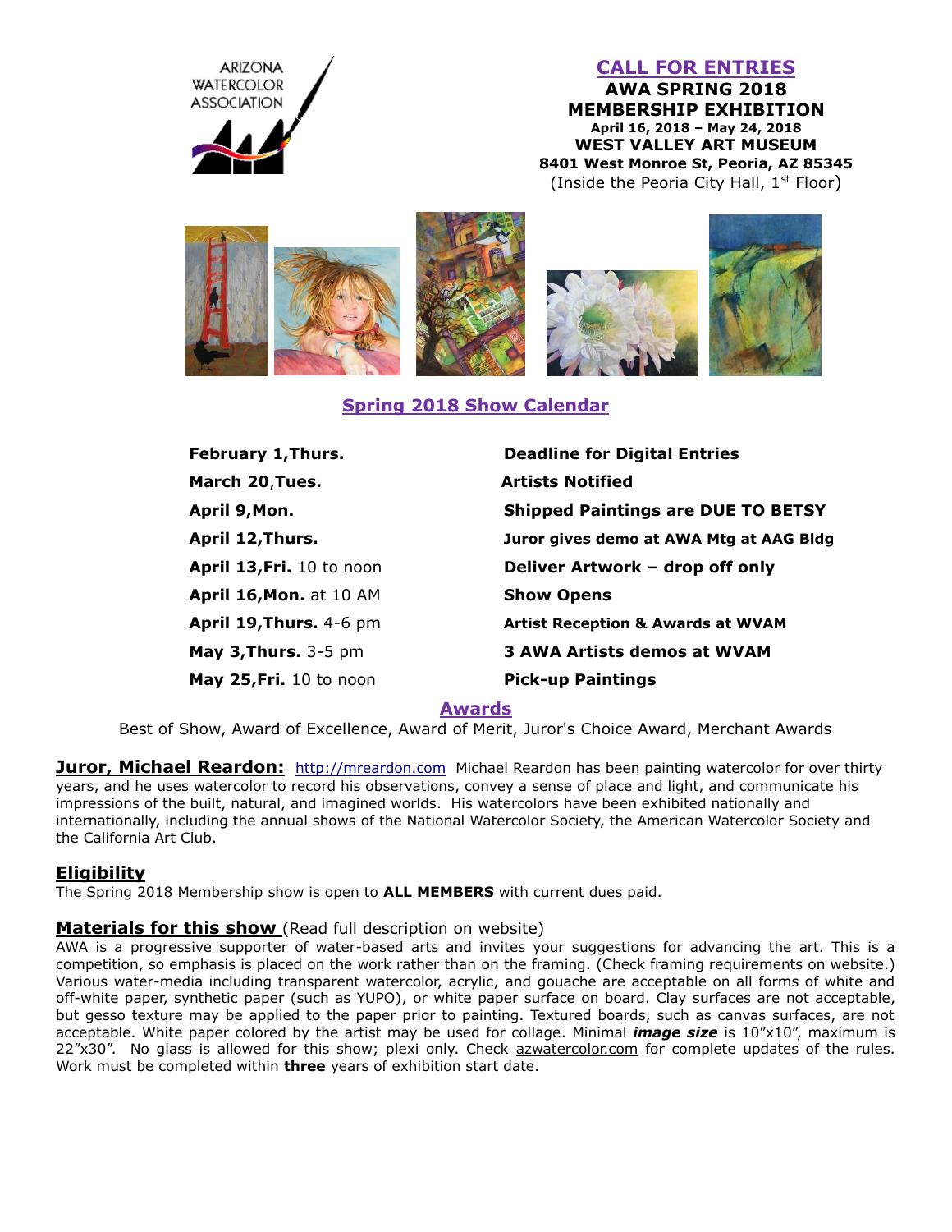ARIZONA WATERCOLOR ASSOCIATION

# CALL FOR ENTRIES

## AWA SPRING 2018 MEMBERSHIP EXHIBITION

**April 16, 2018 – May 24, 2018**

**WEST VALLEY ART MUSEUM**

**8401 West Monroe St, Peoria, AZ 85345**

(Inside the Peoria City Hall, 1st Floor)

## Spring 2018 Show Calendar

| | |
|---|---|
| **February 1,Thurs.** | **Deadline for Digital Entries** |
| **March 20**,**Tues.** | **Artists Notified** |
| **April 9,Mon.** | **Shipped Paintings are DUE TO BETSY** |
| **April 12,Thurs.** | **Juror gives demo at AWA Mtg at AAG Bldg** |
| **April 13,Fri.** 10 to noon | **Deliver Artwork – drop off only** |
| **April 16,Mon.** at 10 AM | **Show Opens** |
| **April 19,Thurs.** 4-6 pm | **Artist Reception & Awards at WVAM** |
| **May 3,Thurs.** 3-5 pm | **3 AWA Artists demos at WVAM** |
| **May 25,Fri.** 10 to noon | **Pick-up Paintings** |

## Awards

Best of Show, Award of Excellence, Award of Merit, Juror's Choice Award, Merchant Awards

**Juror, Michael Reardon:** http://mreardon.com Michael Reardon has been painting watercolor for over thirty years, and he uses watercolor to record his observations, convey a sense of place and light, and communicate his impressions of the built, natural, and imagined worlds. His watercolors have been exhibited nationally and internationally, including the annual shows of the National Watercolor Society, the American Watercolor Society and the California Art Club.

## Eligibility

The Spring 2018 Membership show is open to **ALL MEMBERS** with current dues paid.

## Materials for this show (Read full description on website)

AWA is a progressive supporter of water-based arts and invites your suggestions for advancing the art. This is a competition, so emphasis is placed on the work rather than on the framing. (Check framing requirements on website.) Various water-media including transparent watercolor, acrylic, and gouache are acceptable on all forms of white and off-white paper, synthetic paper (such as YUPO), or white paper surface on board. Clay surfaces are not acceptable, but gesso texture may be applied to the paper prior to painting. Textured boards, such as canvas surfaces, are not acceptable. White paper colored by the artist may be used for collage. Minimal ***image size*** is 10"x10", maximum is 22"x30". No glass is allowed for this show; plexi only. Check azwatercolor.com for complete updates of the rules. Work must be completed within **three** years of exhibition start date.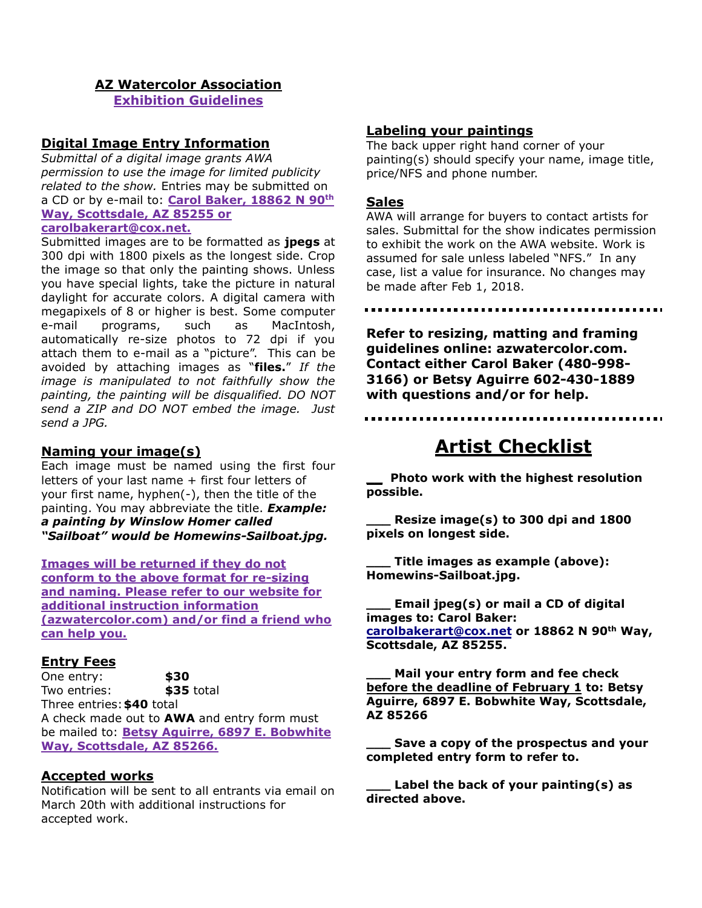## AZ Watercolor Association
## Exhibition Guidelines

### Digital Image Entry Information

*Submittal of a digital image grants AWA permission to use the image for limited publicity related to the show.* Entries may be submitted on a CD or by e-mail to: **Carol Baker, 18862 N 90th Way, Scottsdale, AZ 85255 or carolbakerart@cox.net.**

Submitted images are to be formatted as **jpegs** at 300 dpi with 1800 pixels as the longest side. Crop the image so that only the painting shows. Unless you have special lights, take the picture in natural daylight for accurate colors. A digital camera with megapixels of 8 or higher is best. Some computer e-mail programs, such as MacIntosh, automatically re-size photos to 72 dpi if you attach them to e-mail as a "picture". This can be avoided by attaching images as "**files.**" *If the image is manipulated to not faithfully show the painting, the painting will be disqualified. DO NOT send a ZIP and DO NOT embed the image. Just send a JPG.*

### Naming your image(s)

Each image must be named using the first four letters of your last name + first four letters of your first name, hyphen(-), then the title of the painting. You may abbreviate the title. ***Example: a painting by Winslow Homer called "Sailboat" would be Homewins-Sailboat.jpg.***

**Images will be returned if they do not conform to the above format for re-sizing and naming. Please refer to our website for additional instruction information (azwatercolor.com) and/or find a friend who can help you.**

### Entry Fees

One entry: **$30**
Two entries: **$35** total
Three entries: **$40** total

A check made out to **AWA** and entry form must be mailed to: **Betsy Aguirre, 6897 E. Bobwhite Way, Scottsdale, AZ 85266.**

### Accepted works

Notification will be sent to all entrants via email on March 20th with additional instructions for accepted work.

### Labeling your paintings

The back upper right hand corner of your painting(s) should specify your name, image title, price/NFS and phone number.

### Sales

AWA will arrange for buyers to contact artists for sales. Submittal for the show indicates permission to exhibit the work on the AWA website. Work is assumed for sale unless labeled "NFS." In any case, list a value for insurance. No changes may be made after Feb 1, 2018.

---

**Refer to resizing, matting and framing guidelines online: azwatercolor.com. Contact either Carol Baker (480-998-3166) or Betsy Aguirre 602-430-1889 with questions and/or for help.**

---

## Artist Checklist

**__ Photo work with the highest resolution possible.**

**___ Resize image(s) to 300 dpi and 1800 pixels on longest side.**

**___ Title images as example (above): Homewins-Sailboat.jpg.**

**___ Email jpeg(s) or mail a CD of digital images to: Carol Baker: carolbakerart@cox.net or 18862 N 90th Way, Scottsdale, AZ 85255.**

**___ Mail your entry form and fee check before the deadline of February 1 to: Betsy Aguirre, 6897 E. Bobwhite Way, Scottsdale, AZ 85266**

**___ Save a copy of the prospectus and your completed entry form to refer to.**

**___ Label the back of your painting(s) as directed above.**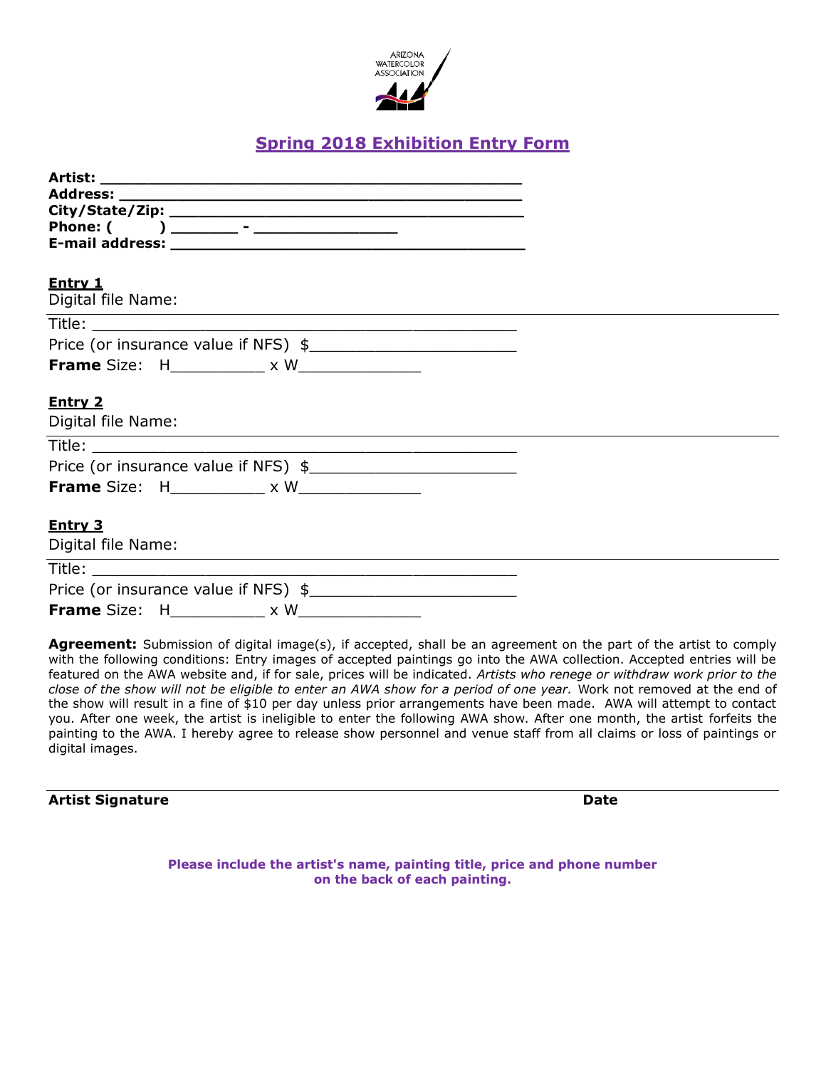ARIZONA WATERCOLOR ASSOCIATION

# Spring 2018 Exhibition Entry Form

**Artist: ____________________________________________**
**Address: ___________________________________________**
**City/State/Zip: ______________________________________**
**Phone: (        ) _______ - _______________**
**E-mail address: ______________________________________**

**Entry 1**
Digital file Name:

Title: ____________________________________________
Price (or insurance value if NFS) $______________________
**Frame** Size: H__________ x W_____________

**Entry 2**
Digital file Name:

Title: ____________________________________________
Price (or insurance value if NFS) $______________________
**Frame** Size: H__________ x W_____________

**Entry 3**
Digital file Name:

Title: ____________________________________________
Price (or insurance value if NFS) $______________________
**Frame** Size: H__________ x W_____________

**Agreement:** Submission of digital image(s), if accepted, shall be an agreement on the part of the artist to comply with the following conditions: Entry images of accepted paintings go into the AWA collection. Accepted entries will be featured on the AWA website and, if for sale, prices will be indicated. *Artists who renege or withdraw work prior to the close of the show will not be eligible to enter an AWA show for a period of one year.* Work not removed at the end of the show will result in a fine of $10 per day unless prior arrangements have been made. AWA will attempt to contact you. After one week, the artist is ineligible to enter the following AWA show. After one month, the artist forfeits the painting to the AWA. I hereby agree to release show personnel and venue staff from all claims or loss of paintings or digital images.

**Artist Signature** **Date**

**Please include the artist's name, painting title, price and phone number on the back of each painting.**